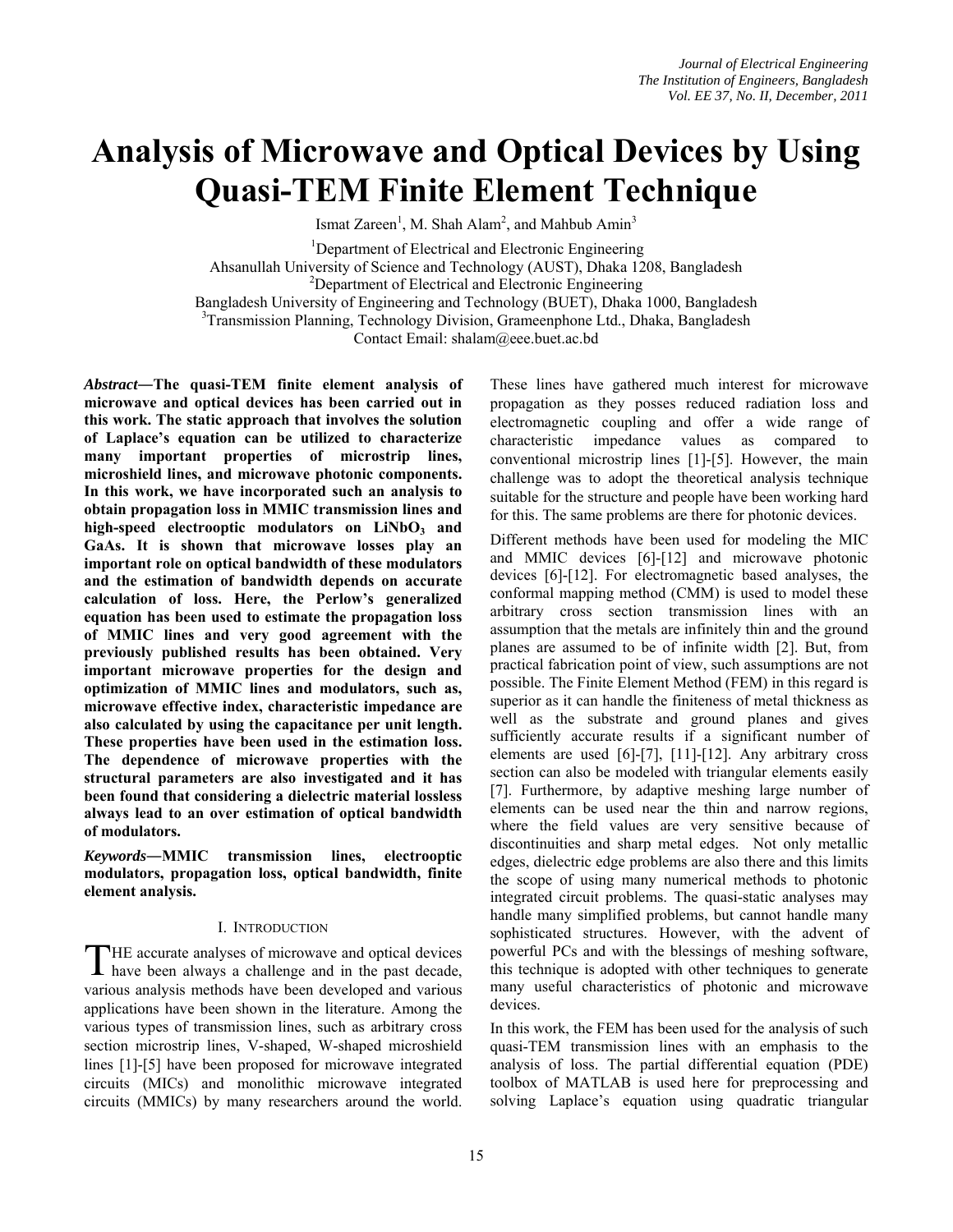# Analysis of Microwave and Optical Devices by Using Quasi-TEM Finite Element Technique

Ismat Zareen[1], M. Shah Alam[2], and Mahbub Amin[3]

[1]Department of Electrical and Electronic Engineering
Ahsanullah University of Science and Technology (AUST), Dhaka 1208, Bangladesh
[2]Department of Electrical and Electronic Engineering
Bangladesh University of Engineering and Technology (BUET), Dhaka 1000, Bangladesh
[3]Transmission Planning, Technology Division, Grameenphone Ltd., Dhaka, Bangladesh
Contact Email: shalam@eee.buet.ac.bd

***Abstract*—The quasi-TEM finite element analysis of microwave and optical devices has been carried out in this work. The static approach that involves the solution of Laplace's equation can be utilized to characterize many important properties of microstrip lines, microshield lines, and microwave photonic components. In this work, we have incorporated such an analysis to obtain propagation loss in MMIC transmission lines and high-speed electrooptic modulators on $LiNbO_3$ and GaAs. It is shown that microwave losses play an important role on optical bandwidth of these modulators and the estimation of bandwidth depends on accurate calculation of loss. Here, the Perlow's generalized equation has been used to estimate the propagation loss of MMIC lines and very good agreement with the previously published results has been obtained. Very important microwave properties for the design and optimization of MMIC lines and modulators, such as, microwave effective index, characteristic impedance are also calculated by using the capacitance per unit length. These properties have been used in the estimation loss. The dependence of microwave properties with the structural parameters are also investigated and it has been found that considering a dielectric material lossless always lead to an over estimation of optical bandwidth of modulators.**

***Keywords*—MMIC transmission lines, electrooptic modulators, propagation loss, optical bandwidth, finite element analysis.**

## I. Introduction

THE accurate analyses of microwave and optical devices have been always a challenge and in the past decade, various analysis methods have been developed and various applications have been shown in the literature. Among the various types of transmission lines, such as arbitrary cross section microstrip lines, V-shaped, W-shaped microshield lines [1]-[5] have been proposed for microwave integrated circuits (MICs) and monolithic microwave integrated circuits (MMICs) by many researchers around the world. These lines have gathered much interest for microwave propagation as they posses reduced radiation loss and electromagnetic coupling and offer a wide range of characteristic impedance values as compared to conventional microstrip lines [1]-[5]. However, the main challenge was to adopt the theoretical analysis technique suitable for the structure and people have been working hard for this. The same problems are there for photonic devices.

Different methods have been used for modeling the MIC and MMIC devices [6]-[12] and microwave photonic devices [6]-[12]. For electromagnetic based analyses, the conformal mapping method (CMM) is used to model these arbitrary cross section transmission lines with an assumption that the metals are infinitely thin and the ground planes are assumed to be of infinite width [2]. But, from practical fabrication point of view, such assumptions are not possible. The Finite Element Method (FEM) in this regard is superior as it can handle the finiteness of metal thickness as well as the substrate and ground planes and gives sufficiently accurate results if a significant number of elements are used [6]-[7], [11]-[12]. Any arbitrary cross section can also be modeled with triangular elements easily [7]. Furthermore, by adaptive meshing large number of elements can be used near the thin and narrow regions, where the field values are very sensitive because of discontinuities and sharp metal edges. Not only metallic edges, dielectric edge problems are also there and this limits the scope of using many numerical methods to photonic integrated circuit problems. The quasi-static analyses may handle many simplified problems, but cannot handle many sophisticated structures. However, with the advent of powerful PCs and with the blessings of meshing software, this technique is adopted with other techniques to generate many useful characteristics of photonic and microwave devices.

In this work, the FEM has been used for the analysis of such quasi-TEM transmission lines with an emphasis to the analysis of loss. The partial differential equation (PDE) toolbox of MATLAB is used here for preprocessing and solving Laplace's equation using quadratic triangular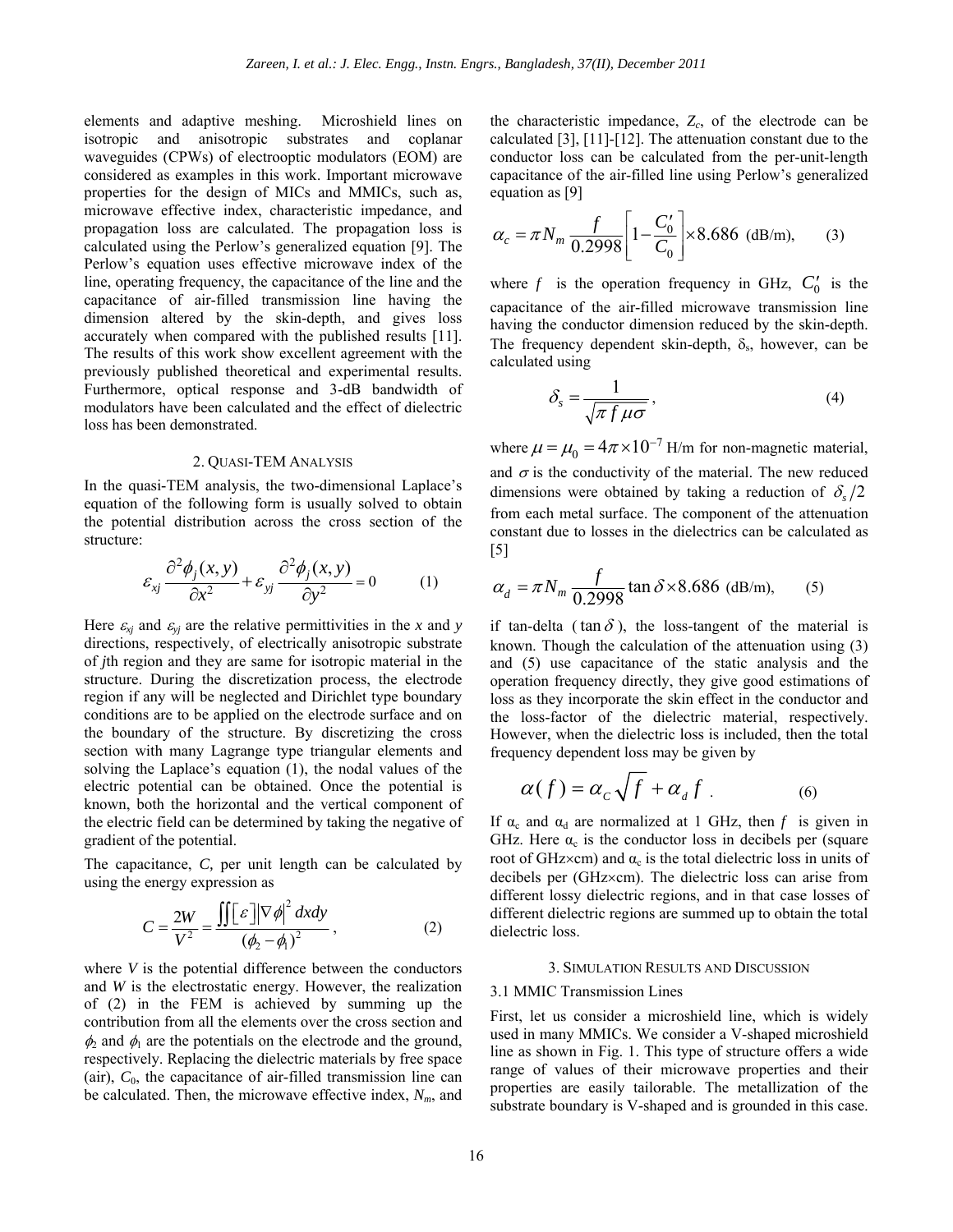elements and adaptive meshing. Microshield lines on isotropic and anisotropic substrates and coplanar waveguides (CPWs) of electrooptic modulators (EOM) are considered as examples in this work. Important microwave properties for the design of MICs and MMICs, such as, microwave effective index, characteristic impedance, and propagation loss are calculated. The propagation loss is calculated using the Perlow's generalized equation [9]. The Perlow's equation uses effective microwave index of the line, operating frequency, the capacitance of the line and the capacitance of air-filled transmission line having the dimension altered by the skin-depth, and gives loss accurately when compared with the published results [11]. The results of this work show excellent agreement with the previously published theoretical and experimental results. Furthermore, optical response and 3-dB bandwidth of modulators have been calculated and the effect of dielectric loss has been demonstrated.

## 2. Quasi-TEM Analysis

In the quasi-TEM analysis, the two-dimensional Laplace's equation of the following form is usually solved to obtain the potential distribution across the cross section of the structure:

$$\varepsilon_{xj} \frac{\partial^2 \phi_j(x,y)}{\partial x^2} + \varepsilon_{yj} \frac{\partial^2 \phi_j(x,y)}{\partial y^2} = 0 \qquad (1)$$

Here $\varepsilon_{xj}$ and $\varepsilon_{yj}$ are the relative permittivities in the $x$ and $y$ directions, respectively, of electrically anisotropic substrate of $j$th region and they are same for isotropic material in the structure. During the discretization process, the electrode region if any will be neglected and Dirichlet type boundary conditions are to be applied on the electrode surface and on the boundary of the structure. By discretizing the cross section with many Lagrange type triangular elements and solving the Laplace's equation (1), the nodal values of the electric potential can be obtained. Once the potential is known, both the horizontal and the vertical component of the electric field can be determined by taking the negative of gradient of the potential.

The capacitance, $C$, per unit length can be calculated by using the energy expression as

$$C = \frac{2W}{V^2} = \frac{\iint [\varepsilon] |\nabla \phi|^2 \, dxdy}{(\phi_2 - \phi_1)^2}, \qquad (2)$$

where $V$ is the potential difference between the conductors and $W$ is the electrostatic energy. However, the realization of (2) in the FEM is achieved by summing up the contribution from all the elements over the cross section and $\phi_2$ and $\phi_1$ are the potentials on the electrode and the ground, respectively. Replacing the dielectric materials by free space (air), $C_0$, the capacitance of air-filled transmission line can be calculated. Then, the microwave effective index, $N_m$, and the characteristic impedance, $Z_c$, of the electrode can be calculated [3], [11]-[12]. The attenuation constant due to the conductor loss can be calculated from the per-unit-length capacitance of the air-filled line using Perlow's generalized equation as [9]

$$\alpha_c = \pi N_m \frac{f}{0.2998} \left[ 1 - \frac{C_0'}{C_0} \right] \times 8.686 \text{ (dB/m)}, \qquad (3)$$

where $f$ is the operation frequency in GHz, $C_0'$ is the capacitance of the air-filled microwave transmission line having the conductor dimension reduced by the skin-depth. The frequency dependent skin-depth, $\delta_s$, however, can be calculated using

$$\delta_s = \frac{1}{\sqrt{\pi f \mu \sigma}}, \qquad (4)$$

where $\mu = \mu_0 = 4\pi \times 10^{-7}$ H/m for non-magnetic material, and $\sigma$ is the conductivity of the material. The new reduced dimensions were obtained by taking a reduction of $\delta_s/2$ from each metal surface. The component of the attenuation constant due to losses in the dielectrics can be calculated as [5]

$$\alpha_d = \pi N_m \frac{f}{0.2998} \tan\delta \times 8.686 \text{ (dB/m)}, \qquad (5)$$

if tan-delta ($\tan\delta$), the loss-tangent of the material is known. Though the calculation of the attenuation using (3) and (5) use capacitance of the static analysis and the operation frequency directly, they give good estimations of loss as they incorporate the skin effect in the conductor and the loss-factor of the dielectric material, respectively. However, when the dielectric loss is included, then the total frequency dependent loss may be given by

$$\alpha(f) = \alpha_C \sqrt{f} + \alpha_d f. \qquad (6)$$

If $\alpha_c$ and $\alpha_d$ are normalized at 1 GHz, then $f$ is given in GHz. Here $\alpha_c$ is the conductor loss in decibels per (square root of GHz×cm) and $\alpha_c$ is the total dielectric loss in units of decibels per (GHz×cm). The dielectric loss can arise from different lossy dielectric regions, and in that case losses of different dielectric regions are summed up to obtain the total dielectric loss.

## 3. Simulation Results and Discussion

### 3.1 MMIC Transmission Lines

First, let us consider a microshield line, which is widely used in many MMICs. We consider a V-shaped microshield line as shown in Fig. 1. This type of structure offers a wide range of values of their microwave properties and their properties are easily tailorable. The metallization of the substrate boundary is V-shaped and is grounded in this case.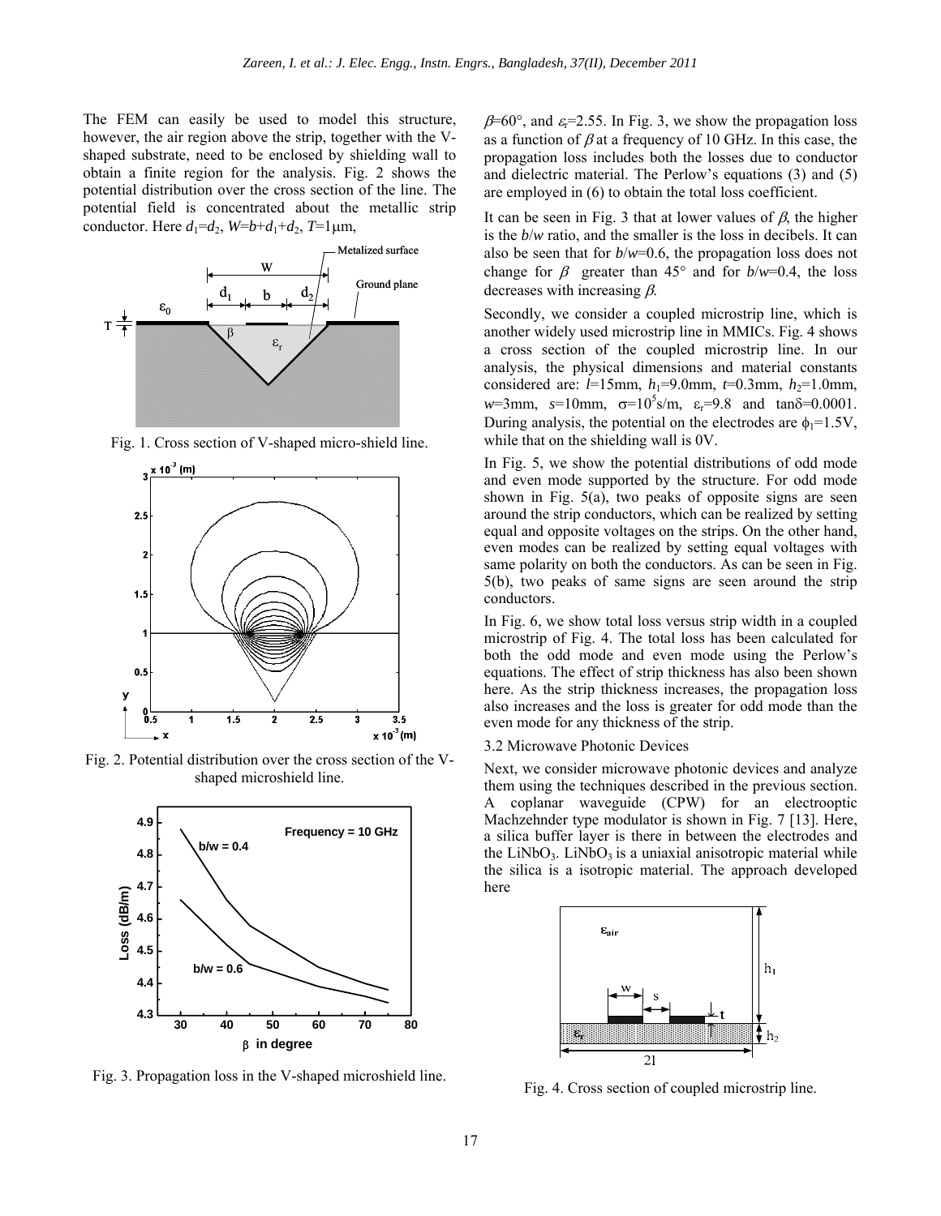The FEM can easily be used to model this structure, however, the air region above the strip, together with the V-shaped substrate, need to be enclosed by shielding wall to obtain a finite region for the analysis. Fig. 2 shows the potential distribution over the cross section of the line. The potential field is concentrated about the metallic strip conductor. Here $d_1$=$d_2$, $W$=$b$+$d_1$+$d_2$, $T$=1μm,

Fig. 1. Cross section of V-shaped micro-shield line.

Fig. 2. Potential distribution over the cross section of the V-shaped microshield line.

Fig. 3. Propagation loss in the V-shaped microshield line.

$\beta$=60°, and $\varepsilon_r$=2.55. In Fig. 3, we show the propagation loss as a function of $\beta$ at a frequency of 10 GHz. In this case, the propagation loss includes both the losses due to conductor and dielectric material. The Perlow's equations (3) and (5) are employed in (6) to obtain the total loss coefficient.

It can be seen in Fig. 3 that at lower values of $\beta$, the higher is the $b/w$ ratio, and the smaller is the loss in decibels. It can also be seen that for $b/w$=0.6, the propagation loss does not change for $\beta$ greater than 45° and for $b/w$=0.4, the loss decreases with increasing $\beta$.

Secondly, we consider a coupled microstrip line, which is another widely used microstrip line in MMICs. Fig. 4 shows a cross section of the coupled microstrip line. In our analysis, the physical dimensions and material constants considered are: $l$=15mm, $h_1$=9.0mm, $t$=0.3mm, $h_2$=1.0mm, $w$=3mm, $s$=10mm, $\sigma$=$10^5$s/m, $\varepsilon_r$=9.8 and tan$\delta$=0.0001. During analysis, the potential on the electrodes are $\phi_1$=1.5V, while that on the shielding wall is 0V.

In Fig. 5, we show the potential distributions of odd mode and even mode supported by the structure. For odd mode shown in Fig. 5(a), two peaks of opposite signs are seen around the strip conductors, which can be realized by setting equal and opposite voltages on the strips. On the other hand, even modes can be realized by setting equal voltages with same polarity on both the conductors. As can be seen in Fig. 5(b), two peaks of same signs are seen around the strip conductors.

In Fig. 6, we show total loss versus strip width in a coupled microstrip of Fig. 4. The total loss has been calculated for both the odd mode and even mode using the Perlow's equations. The effect of strip thickness has also been shown here. As the strip thickness increases, the propagation loss also increases and the loss is greater for odd mode than the even mode for any thickness of the strip.

### 3.2 Microwave Photonic Devices

Next, we consider microwave photonic devices and analyze them using the techniques described in the previous section. A coplanar waveguide (CPW) for an electrooptic Machzehnder type modulator is shown in Fig. 7 [13]. Here, a silica buffer layer is there in between the electrodes and the $LiNbO_3$. $LiNbO_3$ is a uniaxial anisotropic material while the silica is a isotropic material. The approach developed here

Fig. 4. Cross section of coupled microstrip line.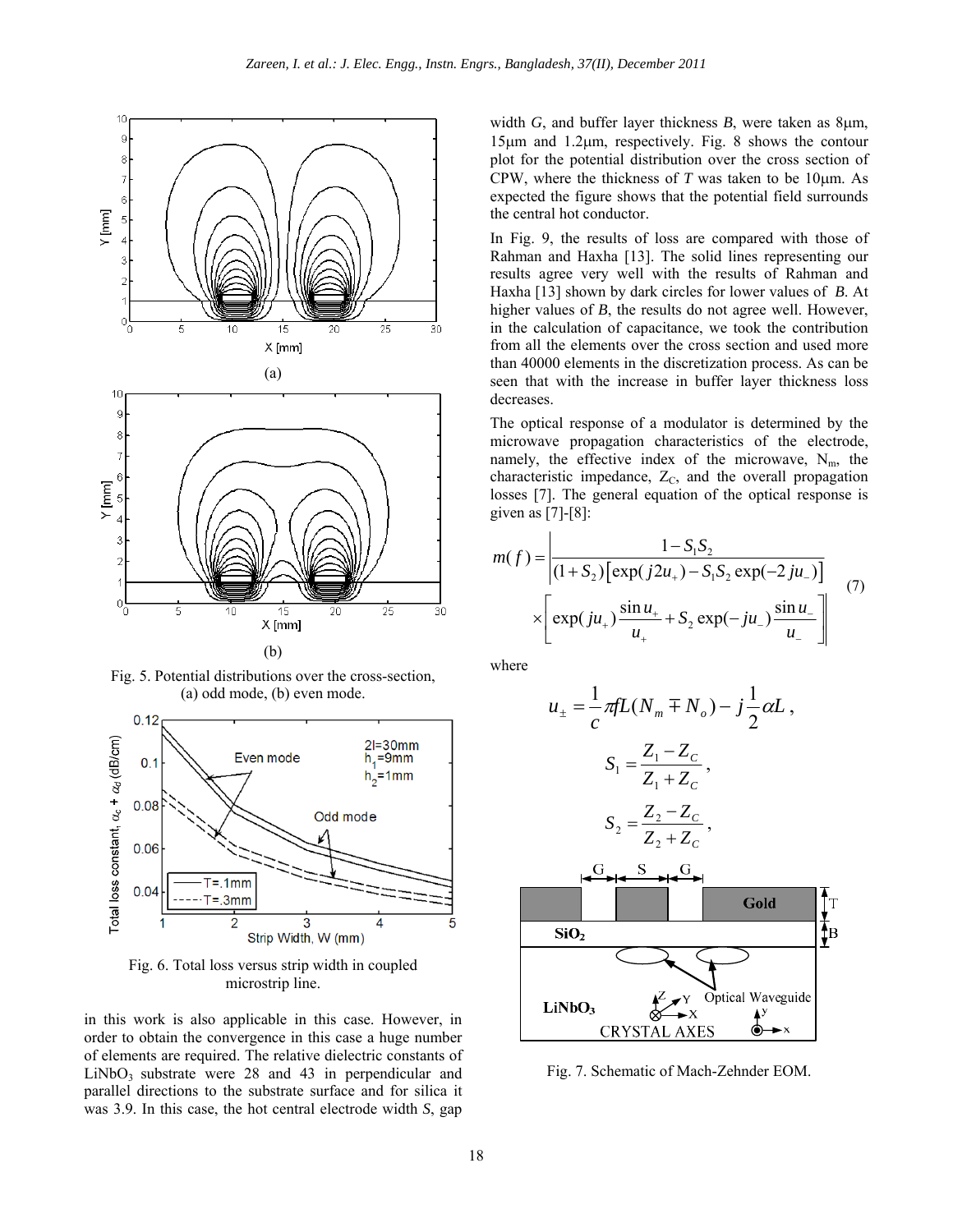Fig. 5. Potential distributions over the cross-section, (a) odd mode, (b) even mode.

Fig. 6. Total loss versus strip width in coupled microstrip line.

in this work is also applicable in this case. However, in order to obtain the convergence in this case a huge number of elements are required. The relative dielectric constants of $LiNbO_3$ substrate were 28 and 43 in perpendicular and parallel directions to the substrate surface and for silica it was 3.9. In this case, the hot central electrode width *S*, gap width *G*, and buffer layer thickness *B*, were taken as 8μm, 15μm and 1.2μm, respectively. Fig. 8 shows the contour plot for the potential distribution over the cross section of CPW, where the thickness of *T* was taken to be 10μm. As expected the figure shows that the potential field surrounds the central hot conductor.

In Fig. 9, the results of loss are compared with those of Rahman and Haxha [13]. The solid lines representing our results agree very well with the results of Rahman and Haxha [13] shown by dark circles for lower values of *B*. At higher values of *B*, the results do not agree well. However, in the calculation of capacitance, we took the contribution from all the elements over the cross section and used more than 40000 elements in the discretization process. As can be seen that with the increase in buffer layer thickness loss decreases.

The optical response of a modulator is determined by the microwave propagation characteristics of the electrode, namely, the effective index of the microwave, $N_m$, the characteristic impedance, $Z_C$, and the overall propagation losses [7]. The general equation of the optical response is given as [7]-[8]:

$$m(f)=\left|\frac{1-S_1S_2}{(1+S_2)\left[\exp(j2u_+)-S_1S_2\exp(-2ju_-)\right]}\times\left[\exp(ju_+)\frac{\sin u_+}{u_+}+S_2\exp(-ju_-)\frac{\sin u_-}{u_-}\right]\right| \quad (7)$$

where

$$u_{\pm}=\frac{1}{c}\pi fL(N_m \mp N_o)-j\frac{1}{2}\alpha L\,,$$

$$S_1=\frac{Z_1-Z_C}{Z_1+Z_C}\,,$$

$$S_2=\frac{Z_2-Z_C}{Z_2+Z_C}\,,$$

Fig. 7. Schematic of Mach-Zehnder EOM.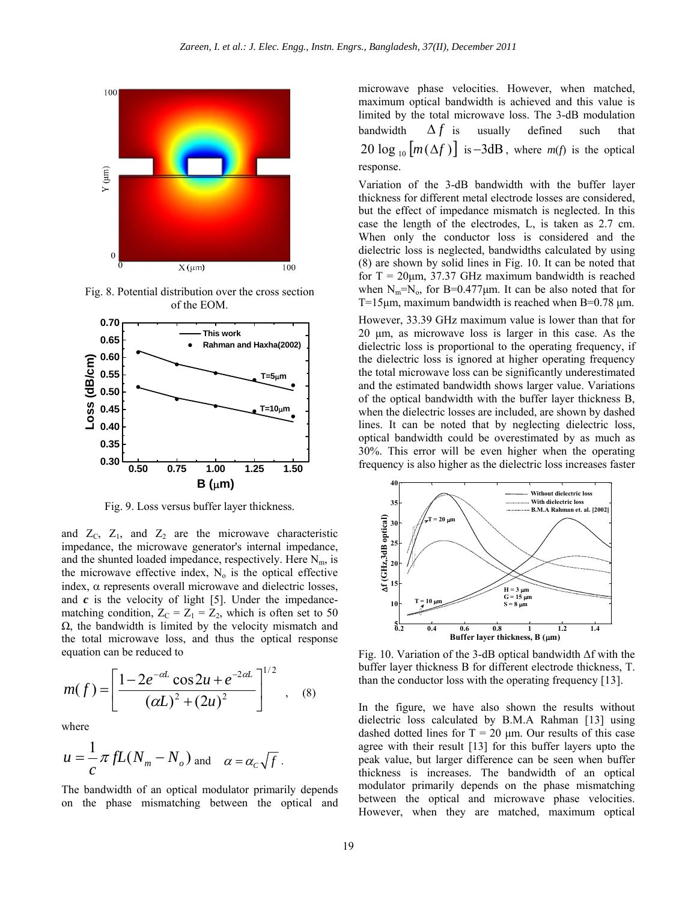Fig. 8. Potential distribution over the cross section of the EOM.

Fig. 9. Loss versus buffer layer thickness.

and $Z_C$, $Z_1$, and $Z_2$ are the microwave characteristic impedance, the microwave generator's internal impedance, and the shunted loaded impedance, respectively. Here $N_m$, is the microwave effective index, $N_o$ is the optical effective index, $\alpha$ represents overall microwave and dielectric losses, and ***c*** is the velocity of light [5]. Under the impedance-matching condition, $Z_C = Z_1 = Z_2$, which is often set to 50 $\Omega$, the bandwidth is limited by the velocity mismatch and the total microwave loss, and thus the optical response equation can be reduced to

$$m(f) = \left[ \frac{1 - 2e^{-\alpha L} \cos 2u + e^{-2\alpha L}}{(\alpha L)^2 + (2u)^2} \right]^{1/2} \quad , \quad (8)$$

where

$$u = \frac{1}{c} \pi f L (N_m - N_o) \text{ and } \quad \alpha = \alpha_C \sqrt{f} \, .$$

The bandwidth of an optical modulator primarily depends on the phase mismatching between the optical and microwave phase velocities. However, when matched, maximum optical bandwidth is achieved and this value is limited by the total microwave loss. The 3-dB modulation bandwidth $\Delta f$ is usually defined such that $20 \log_{10} [m(\Delta f)]$ is $-3\text{dB}$, where $m(f)$ is the optical response.

Variation of the 3-dB bandwidth with the buffer layer thickness for different metal electrode losses are considered, but the effect of impedance mismatch is neglected. In this case the length of the electrodes, L, is taken as 2.7 cm. When only the conductor loss is considered and the dielectric loss is neglected, bandwidths calculated by using (8) are shown by solid lines in Fig. 10. It can be noted that for T = 20μm, 37.37 GHz maximum bandwidth is reached when $N_m$=$N_o$, for B=0.477μm. It can be also noted that for T=15μm, maximum bandwidth is reached when B=0.78 μm.

However, 33.39 GHz maximum value is lower than that for 20 μm, as microwave loss is larger in this case. As the dielectric loss is proportional to the operating frequency, if the dielectric loss is ignored at higher operating frequency the total microwave loss can be significantly underestimated and the estimated bandwidth shows larger value. Variations of the optical bandwidth with the buffer layer thickness B, when the dielectric losses are included, are shown by dashed lines. It can be noted that by neglecting dielectric loss, optical bandwidth could be overestimated by as much as 30%. This error will be even higher when the operating frequency is also higher as the dielectric loss increases faster than the conductor loss with the operating frequency [13].

Fig. 10. Variation of the 3-dB optical bandwidth Δf with the buffer layer thickness B for different electrode thickness, T.

In the figure, we have also shown the results without dielectric loss calculated by B.M.A Rahman [13] using dashed dotted lines for T = 20 μm. Our results of this case agree with their result [13] for this buffer layers upto the peak value, but larger difference can be seen when buffer thickness is increases. The bandwidth of an optical modulator primarily depends on the phase mismatching between the optical and microwave phase velocities. However, when they are matched, maximum optical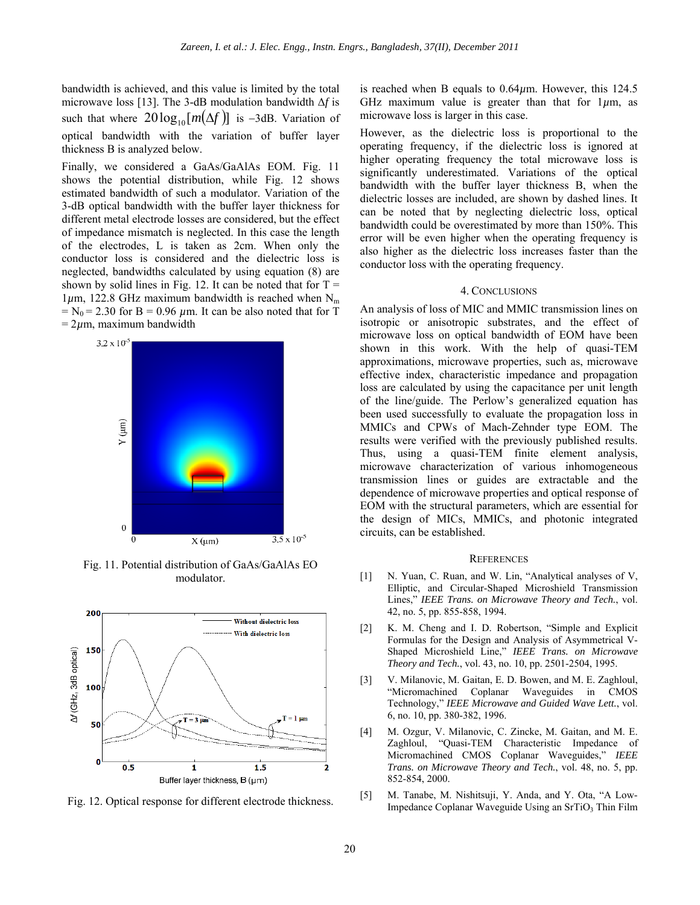bandwidth is achieved, and this value is limited by the total microwave loss [13]. The 3-dB modulation bandwidth $\Delta f$ is such that where $20\log_{10}[m(\Delta f)]$ is –3dB. Variation of optical bandwidth with the variation of buffer layer thickness B is analyzed below.

Finally, we considered a GaAs/GaAlAs EOM. Fig. 11 shows the potential distribution, while Fig. 12 shows estimated bandwidth of such a modulator. Variation of the 3-dB optical bandwidth with the buffer layer thickness for different metal electrode losses are considered, but the effect of impedance mismatch is neglected. In this case the length of the electrodes, L is taken as 2cm. When only the conductor loss is considered and the dielectric loss is neglected, bandwidths calculated by using equation (8) are shown by solid lines in Fig. 12. It can be noted that for T = 1$\mu$m, 122.8 GHz maximum bandwidth is reached when $N_m = N_0 = 2.30$ for B = 0.96 $\mu$m. It can be also noted that for T = 2$\mu$m, maximum bandwidth

Fig. 11. Potential distribution of GaAs/GaAlAs EO modulator.

Fig. 12. Optical response for different electrode thickness.

is reached when B equals to 0.64$\mu$m. However, this 124.5 GHz maximum value is greater than that for 1$\mu$m, as microwave loss is larger in this case.

However, as the dielectric loss is proportional to the operating frequency, if the dielectric loss is ignored at higher operating frequency the total microwave loss is significantly underestimated. Variations of the optical bandwidth with the buffer layer thickness B, when the dielectric losses are included, are shown by dashed lines. It can be noted that by neglecting dielectric loss, optical bandwidth could be overestimated by more than 150%. This error will be even higher when the operating frequency is also higher as the dielectric loss increases faster than the conductor loss with the operating frequency.

## 4. Conclusions

An analysis of loss of MIC and MMIC transmission lines on isotropic or anisotropic substrates, and the effect of microwave loss on optical bandwidth of EOM have been shown in this work. With the help of quasi-TEM approximations, microwave properties, such as, microwave effective index, characteristic impedance and propagation loss are calculated by using the capacitance per unit length of the line/guide. The Perlow's generalized equation has been used successfully to evaluate the propagation loss in MMICs and CPWs of Mach-Zehnder type EOM. The results were verified with the previously published results. Thus, using a quasi-TEM finite element analysis, microwave characterization of various inhomogeneous transmission lines or guides are extractable and the dependence of microwave properties and optical response of EOM with the structural parameters, which are essential for the design of MICs, MMICs, and photonic integrated circuits, can be established.

## References

[1] N. Yuan, C. Ruan, and W. Lin, "Analytical analyses of V, Elliptic, and Circular-Shaped Microshield Transmission Lines," *IEEE Trans. on Microwave Theory and Tech.*, vol. 42, no. 5, pp. 855-858, 1994.

[2] K. M. Cheng and I. D. Robertson, "Simple and Explicit Formulas for the Design and Analysis of Asymmetrical V-Shaped Microshield Line," *IEEE Trans. on Microwave Theory and Tech.*, vol. 43, no. 10, pp. 2501-2504, 1995.

[3] V. Milanovic, M. Gaitan, E. D. Bowen, and M. E. Zaghloul, "Micromachined Coplanar Waveguides in CMOS Technology," *IEEE Microwave and Guided Wave Lett.*, vol. 6, no. 10, pp. 380-382, 1996.

[4] M. Ozgur, V. Milanovic, C. Zincke, M. Gaitan, and M. E. Zaghloul, "Quasi-TEM Characteristic Impedance of Micromachined CMOS Coplanar Waveguides," *IEEE Trans. on Microwave Theory and Tech.*, vol. 48, no. 5, pp. 852-854, 2000.

[5] M. Tanabe, M. Nishitsuji, Y. Anda, and Y. Ota, "A Low-Impedance Coplanar Waveguide Using an $SrTiO_3$ Thin Film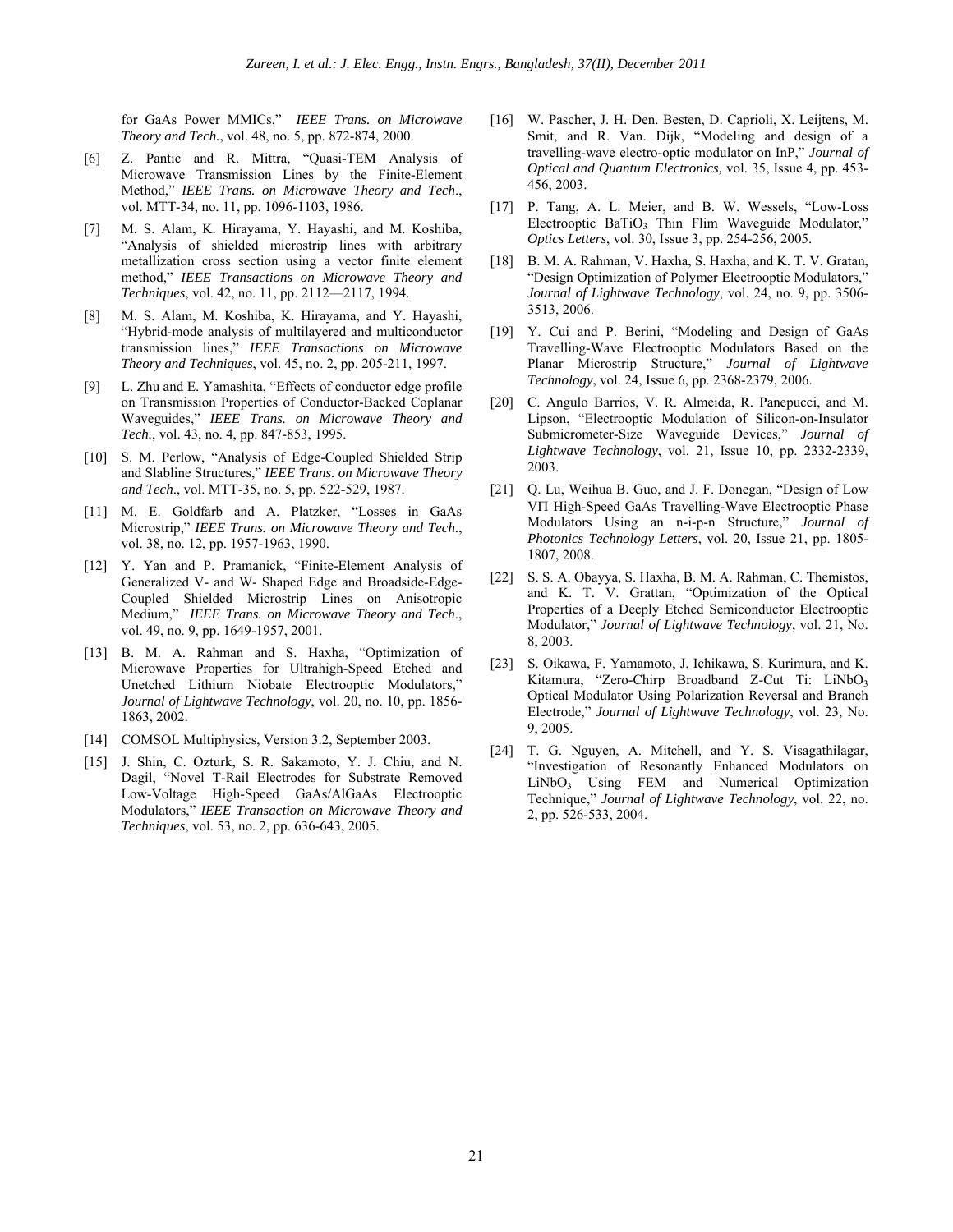for GaAs Power MMICs," *IEEE Trans. on Microwave Theory and Tech.*, vol. 48, no. 5, pp. 872-874, 2000.

[6] Z. Pantic and R. Mittra, "Quasi-TEM Analysis of Microwave Transmission Lines by the Finite-Element Method," *IEEE Trans. on Microwave Theory and Tech.*, vol. MTT-34, no. 11, pp. 1096-1103, 1986.

[7] M. S. Alam, K. Hirayama, Y. Hayashi, and M. Koshiba, "Analysis of shielded microstrip lines with arbitrary metallization cross section using a vector finite element method," *IEEE Transactions on Microwave Theory and Techniques*, vol. 42, no. 11, pp. 2112—2117, 1994.

[8] M. S. Alam, M. Koshiba, K. Hirayama, and Y. Hayashi, "Hybrid-mode analysis of multilayered and multiconductor transmission lines," *IEEE Transactions on Microwave Theory and Techniques*, vol. 45, no. 2, pp. 205-211, 1997.

[9] L. Zhu and E. Yamashita, "Effects of conductor edge profile on Transmission Properties of Conductor-Backed Coplanar Waveguides," *IEEE Trans. on Microwave Theory and Tech.*, vol. 43, no. 4, pp. 847-853, 1995.

[10] S. M. Perlow, "Analysis of Edge-Coupled Shielded Strip and Slabline Structures," *IEEE Trans. on Microwave Theory and Tech*., vol. MTT-35, no. 5, pp. 522-529, 1987.

[11] M. E. Goldfarb and A. Platzker, "Losses in GaAs Microstrip," *IEEE Trans. on Microwave Theory and Tech.*, vol. 38, no. 12, pp. 1957-1963, 1990.

[12] Y. Yan and P. Pramanick, "Finite-Element Analysis of Generalized V- and W- Shaped Edge and Broadside-Edge-Coupled Shielded Microstrip Lines on Anisotropic Medium," *IEEE Trans. on Microwave Theory and Tech*., vol. 49, no. 9, pp. 1649-1957, 2001.

[13] B. M. A. Rahman and S. Haxha, "Optimization of Microwave Properties for Ultrahigh-Speed Etched and Unetched Lithium Niobate Electrooptic Modulators," *Journal of Lightwave Technology*, vol. 20, no. 10, pp. 1856-1863, 2002.

[14] COMSOL Multiphysics, Version 3.2, September 2003.

[15] J. Shin, C. Ozturk, S. R. Sakamoto, Y. J. Chiu, and N. Dagil, "Novel T-Rail Electrodes for Substrate Removed Low-Voltage High-Speed GaAs/AlGaAs Electrooptic Modulators," *IEEE Transaction on Microwave Theory and Techniques*, vol. 53, no. 2, pp. 636-643, 2005.

[16] W. Pascher, J. H. Den. Besten, D. Caprioli, X. Leijtens, M. Smit, and R. Van. Dijk, "Modeling and design of a travelling-wave electro-optic modulator on InP," *Journal of Optical and Quantum Electronics,* vol. 35, Issue 4, pp. 453-456, 2003.

[17] P. Tang, A. L. Meier, and B. W. Wessels, "Low-Loss Electrooptic $BaTiO_3$ Thin Flim Waveguide Modulator," *Optics Letters*, vol. 30, Issue 3, pp. 254-256, 2005.

[18] B. M. A. Rahman, V. Haxha, S. Haxha, and K. T. V. Gratan, "Design Optimization of Polymer Electrooptic Modulators," *Journal of Lightwave Technology*, vol. 24, no. 9, pp. 3506-3513, 2006.

[19] Y. Cui and P. Berini, "Modeling and Design of GaAs Travelling-Wave Electrooptic Modulators Based on the Planar Microstrip Structure," *Journal of Lightwave Technology*, vol. 24, Issue 6, pp. 2368-2379, 2006.

[20] C. Angulo Barrios, V. R. Almeida, R. Panepucci, and M. Lipson, "Electrooptic Modulation of Silicon-on-Insulator Submicrometer-Size Waveguide Devices," *Journal of Lightwave Technology*, vol. 21, Issue 10, pp. 2332-2339, 2003.

[21] Q. Lu, Weihua B. Guo, and J. F. Donegan, "Design of Low VΠ High-Speed GaAs Travelling-Wave Electrooptic Phase Modulators Using an n-i-p-n Structure," *Journal of Photonics Technology Letters*, vol. 20, Issue 21, pp. 1805-1807, 2008.

[22] S. S. A. Obayya, S. Haxha, B. M. A. Rahman, C. Themistos, and K. T. V. Grattan, "Optimization of the Optical Properties of a Deeply Etched Semiconductor Electrooptic Modulator," *Journal of Lightwave Technology*, vol. 21, No. 8, 2003.

[23] S. Oikawa, F. Yamamoto, J. Ichikawa, S. Kurimura, and K. Kitamura, "Zero-Chirp Broadband Z-Cut Ti: $LiNbO_3$ Optical Modulator Using Polarization Reversal and Branch Electrode," *Journal of Lightwave Technology*, vol. 23, No. 9, 2005.

[24] T. G. Nguyen, A. Mitchell, and Y. S. Visagathilagar, "Investigation of Resonantly Enhanced Modulators on $LiNbO_3$ Using FEM and Numerical Optimization Technique," *Journal of Lightwave Technology*, vol. 22, no. 2, pp. 526-533, 2004.